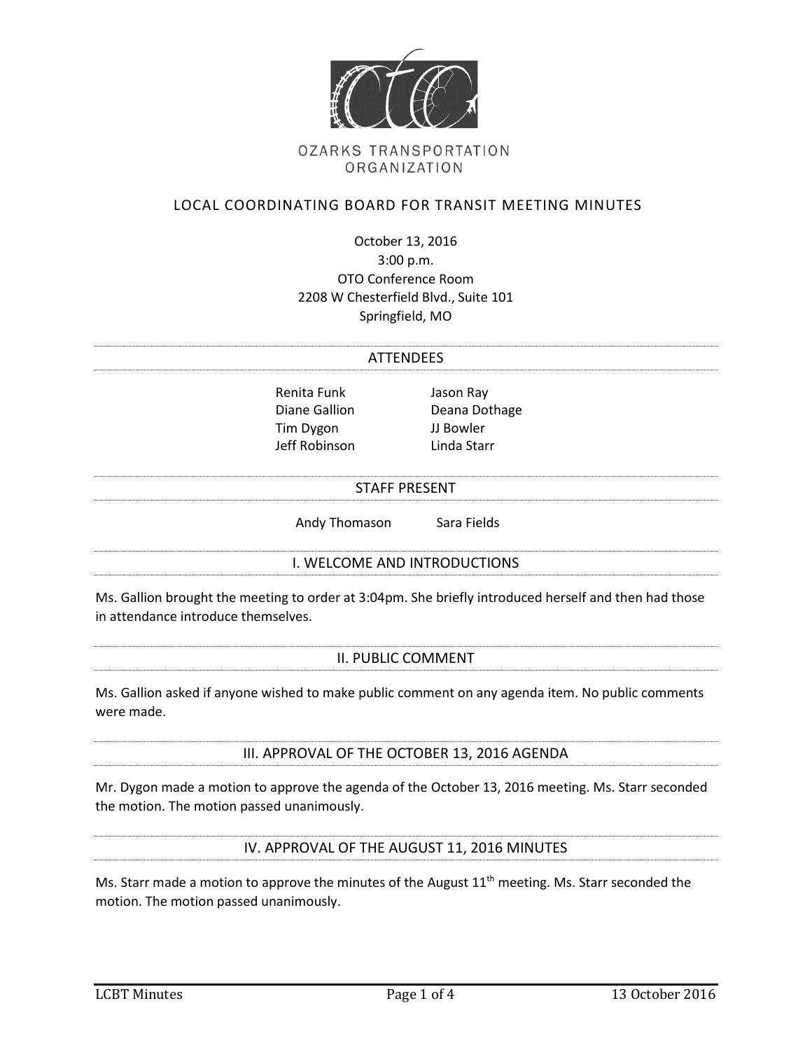OZARKS TRANSPORTATION ORGANIZATION

# LOCAL COORDINATING BOARD FOR TRANSIT MEETING MINUTES

October 13, 2016
3:00 p.m.
OTO Conference Room
2208 W Chesterfield Blvd., Suite 101
Springfield, MO

## ATTENDEES

Renita Funk
Diane Gallion
Tim Dygon
Jeff Robinson
Jason Ray
Deana Dothage
JJ Bowler
Linda Starr

## STAFF PRESENT

Andy Thomason
Sara Fields

## I. WELCOME AND INTRODUCTIONS

Ms. Gallion brought the meeting to order at 3:04pm. She briefly introduced herself and then had those in attendance introduce themselves.

## II. PUBLIC COMMENT

Ms. Gallion asked if anyone wished to make public comment on any agenda item. No public comments were made.

## III. APPROVAL OF THE OCTOBER 13, 2016 AGENDA

Mr. Dygon made a motion to approve the agenda of the October 13, 2016 meeting. Ms. Starr seconded the motion. The motion passed unanimously.

## IV. APPROVAL OF THE AUGUST 11, 2016 MINUTES

Ms. Starr made a motion to approve the minutes of the August 11th meeting. Ms. Starr seconded the motion. The motion passed unanimously.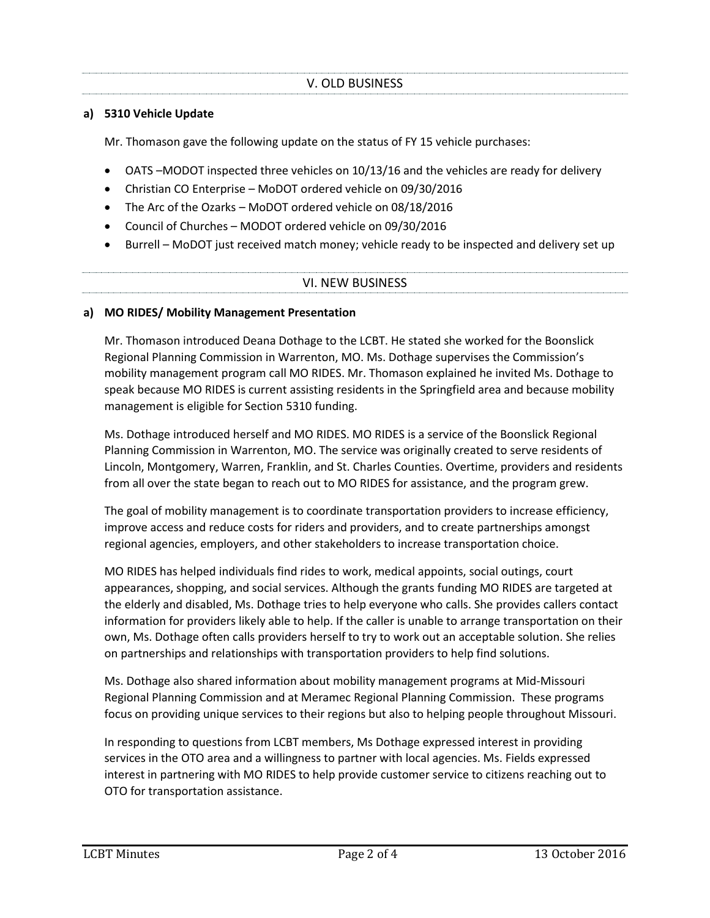## V. OLD BUSINESS

**a) 5310 Vehicle Update**

Mr. Thomason gave the following update on the status of FY 15 vehicle purchases:

- OATS –MODOT inspected three vehicles on 10/13/16 and the vehicles are ready for delivery
- Christian CO Enterprise – MoDOT ordered vehicle on 09/30/2016
- The Arc of the Ozarks – MoDOT ordered vehicle on 08/18/2016
- Council of Churches – MODOT ordered vehicle on 09/30/2016
- Burrell – MoDOT just received match money; vehicle ready to be inspected and delivery set up

## VI. NEW BUSINESS

**a) MO RIDES/ Mobility Management Presentation**

Mr. Thomason introduced Deana Dothage to the LCBT. He stated she worked for the Boonslick Regional Planning Commission in Warrenton, MO. Ms. Dothage supervises the Commission's mobility management program call MO RIDES. Mr. Thomason explained he invited Ms. Dothage to speak because MO RIDES is current assisting residents in the Springfield area and because mobility management is eligible for Section 5310 funding.

Ms. Dothage introduced herself and MO RIDES. MO RIDES is a service of the Boonslick Regional Planning Commission in Warrenton, MO. The service was originally created to serve residents of Lincoln, Montgomery, Warren, Franklin, and St. Charles Counties. Overtime, providers and residents from all over the state began to reach out to MO RIDES for assistance, and the program grew.

The goal of mobility management is to coordinate transportation providers to increase efficiency, improve access and reduce costs for riders and providers, and to create partnerships amongst regional agencies, employers, and other stakeholders to increase transportation choice.

MO RIDES has helped individuals find rides to work, medical appoints, social outings, court appearances, shopping, and social services. Although the grants funding MO RIDES are targeted at the elderly and disabled, Ms. Dothage tries to help everyone who calls. She provides callers contact information for providers likely able to help. If the caller is unable to arrange transportation on their own, Ms. Dothage often calls providers herself to try to work out an acceptable solution. She relies on partnerships and relationships with transportation providers to help find solutions.

Ms. Dothage also shared information about mobility management programs at Mid-Missouri Regional Planning Commission and at Meramec Regional Planning Commission. These programs focus on providing unique services to their regions but also to helping people throughout Missouri.

In responding to questions from LCBT members, Ms Dothage expressed interest in providing services in the OTO area and a willingness to partner with local agencies. Ms. Fields expressed interest in partnering with MO RIDES to help provide customer service to citizens reaching out to OTO for transportation assistance.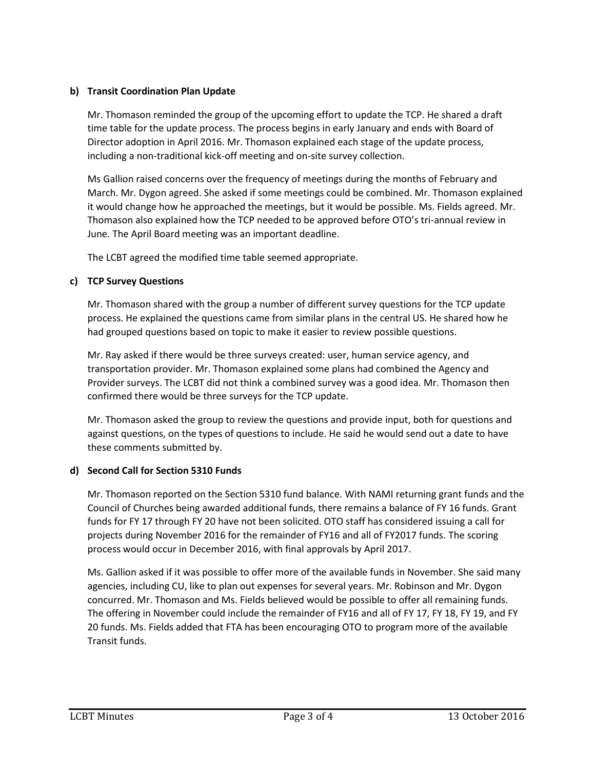**b) Transit Coordination Plan Update**

Mr. Thomason reminded the group of the upcoming effort to update the TCP. He shared a draft time table for the update process. The process begins in early January and ends with Board of Director adoption in April 2016. Mr. Thomason explained each stage of the update process, including a non-traditional kick-off meeting and on-site survey collection.

Ms Gallion raised concerns over the frequency of meetings during the months of February and March. Mr. Dygon agreed. She asked if some meetings could be combined. Mr. Thomason explained it would change how he approached the meetings, but it would be possible. Ms. Fields agreed. Mr. Thomason also explained how the TCP needed to be approved before OTO's tri-annual review in June. The April Board meeting was an important deadline.

The LCBT agreed the modified time table seemed appropriate.

**c) TCP Survey Questions**

Mr. Thomason shared with the group a number of different survey questions for the TCP update process. He explained the questions came from similar plans in the central US. He shared how he had grouped questions based on topic to make it easier to review possible questions.

Mr. Ray asked if there would be three surveys created: user, human service agency, and transportation provider. Mr. Thomason explained some plans had combined the Agency and Provider surveys. The LCBT did not think a combined survey was a good idea. Mr. Thomason then confirmed there would be three surveys for the TCP update.

Mr. Thomason asked the group to review the questions and provide input, both for questions and against questions, on the types of questions to include. He said he would send out a date to have these comments submitted by.

**d) Second Call for Section 5310 Funds**

Mr. Thomason reported on the Section 5310 fund balance. With NAMI returning grant funds and the Council of Churches being awarded additional funds, there remains a balance of FY 16 funds. Grant funds for FY 17 through FY 20 have not been solicited. OTO staff has considered issuing a call for projects during November 2016 for the remainder of FY16 and all of FY2017 funds. The scoring process would occur in December 2016, with final approvals by April 2017.

Ms. Gallion asked if it was possible to offer more of the available funds in November. She said many agencies, including CU, like to plan out expenses for several years. Mr. Robinson and Mr. Dygon concurred. Mr. Thomason and Ms. Fields believed would be possible to offer all remaining funds. The offering in November could include the remainder of FY16 and all of FY 17, FY 18, FY 19, and FY 20 funds. Ms. Fields added that FTA has been encouraging OTO to program more of the available Transit funds.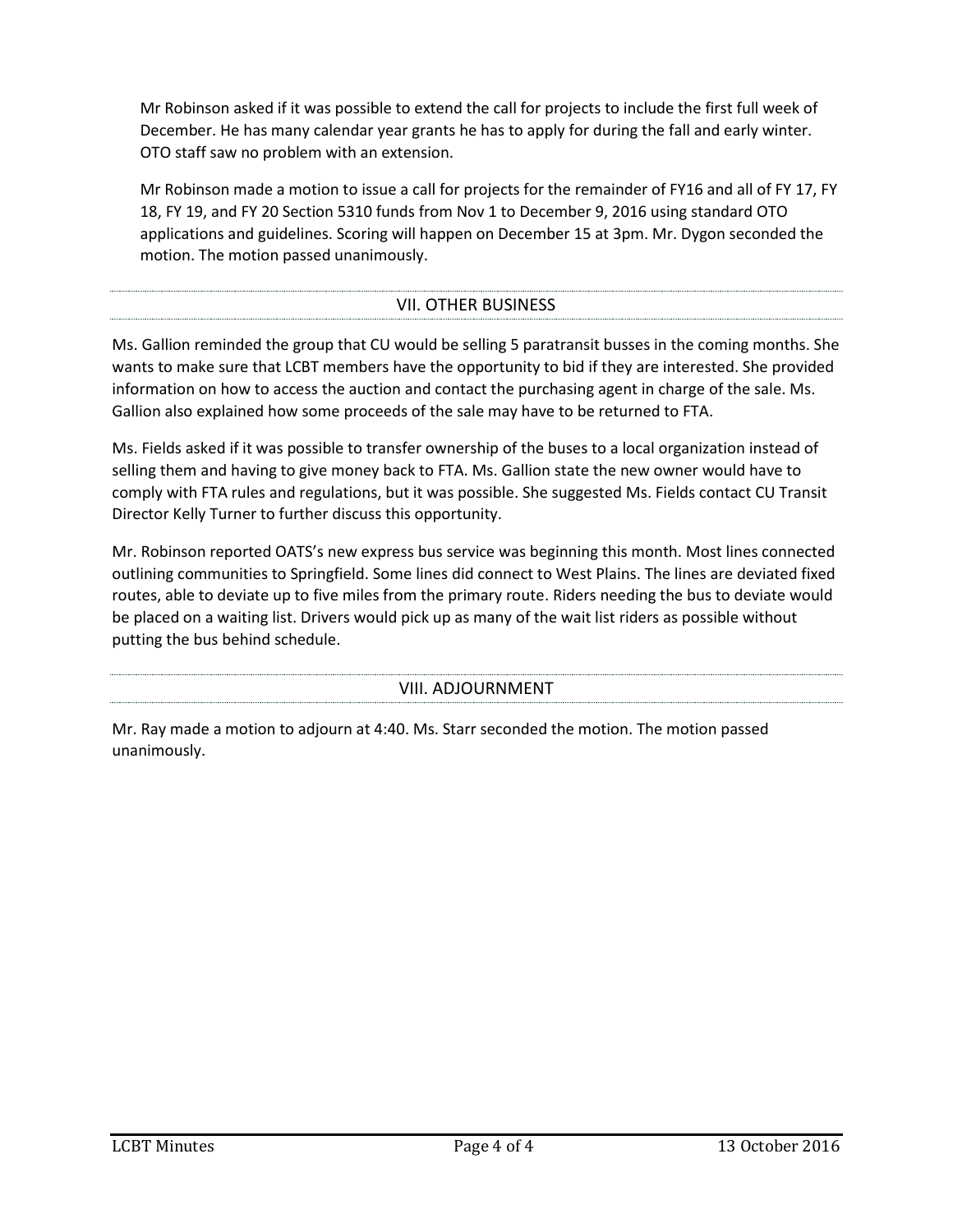Mr Robinson asked if it was possible to extend the call for projects to include the first full week of December. He has many calendar year grants he has to apply for during the fall and early winter. OTO staff saw no problem with an extension.

Mr Robinson made a motion to issue a call for projects for the remainder of FY16 and all of FY 17, FY 18, FY 19, and FY 20 Section 5310 funds from Nov 1 to December 9, 2016 using standard OTO applications and guidelines. Scoring will happen on December 15 at 3pm. Mr. Dygon seconded the motion. The motion passed unanimously.

## VII. OTHER BUSINESS

Ms. Gallion reminded the group that CU would be selling 5 paratransit busses in the coming months. She wants to make sure that LCBT members have the opportunity to bid if they are interested. She provided information on how to access the auction and contact the purchasing agent in charge of the sale. Ms. Gallion also explained how some proceeds of the sale may have to be returned to FTA.

Ms. Fields asked if it was possible to transfer ownership of the buses to a local organization instead of selling them and having to give money back to FTA. Ms. Gallion state the new owner would have to comply with FTA rules and regulations, but it was possible. She suggested Ms. Fields contact CU Transit Director Kelly Turner to further discuss this opportunity.

Mr. Robinson reported OATS's new express bus service was beginning this month. Most lines connected outlining communities to Springfield. Some lines did connect to West Plains. The lines are deviated fixed routes, able to deviate up to five miles from the primary route. Riders needing the bus to deviate would be placed on a waiting list. Drivers would pick up as many of the wait list riders as possible without putting the bus behind schedule.

## VIII. ADJOURNMENT

Mr. Ray made a motion to adjourn at 4:40. Ms. Starr seconded the motion. The motion passed unanimously.